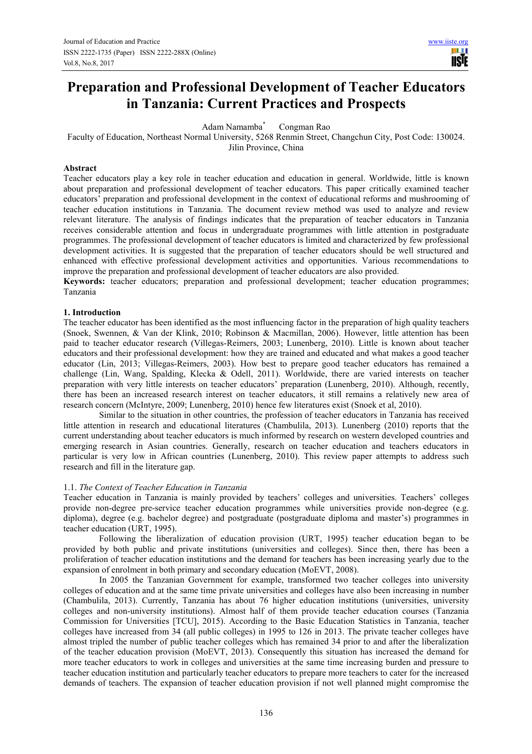# Preparation and Professional Development of Teacher Educators in Tanzania: Current Practices and Prospects

Adam Namamba* Congman Rao

Faculty of Education, Northeast Normal University, 5268 Renmin Street, Changchun City, Post Code: 130024. Jilin Province, China

## Abstract

Teacher educators play a key role in teacher education and education in general. Worldwide, little is known about preparation and professional development of teacher educators. This paper critically examined teacher educators' preparation and professional development in the context of educational reforms and mushrooming of teacher education institutions in Tanzania. The document review method was used to analyze and review relevant literature. The analysis of findings indicates that the preparation of teacher educators in Tanzania receives considerable attention and focus in undergraduate programmes with little attention in postgraduate programmes. The professional development of teacher educators is limited and characterized by few professional development activities. It is suggested that the preparation of teacher educators should be well structured and enhanced with effective professional development activities and opportunities. Various recommendations to improve the preparation and professional development of teacher educators are also provided.

**Keywords:** teacher educators; preparation and professional development; teacher education programmes; Tanzania

## 1. Introduction

The teacher educator has been identified as the most influencing factor in the preparation of high quality teachers (Snoek, Swennen, & Van der Klink, 2010; Robinson & Macmillan, 2006). However, little attention has been paid to teacher educator research (Villegas-Reimers, 2003; Lunenberg, 2010). Little is known about teacher educators and their professional development: how they are trained and educated and what makes a good teacher educator (Lin, 2013; Villegas-Reimers, 2003). How best to prepare good teacher educators has remained a challenge (Lin, Wang, Spalding, Klecka & Odell, 2011). Worldwide, there are varied interests on teacher preparation with very little interests on teacher educators' preparation (Lunenberg, 2010). Although, recently, there has been an increased research interest on teacher educators, it still remains a relatively new area of research concern (McIntyre, 2009; Lunenberg, 2010) hence few literatures exist (Snoek et al, 2010).

Similar to the situation in other countries, the profession of teacher educators in Tanzania has received little attention in research and educational literatures (Chambulila, 2013). Lunenberg (2010) reports that the current understanding about teacher educators is much informed by research on western developed countries and emerging research in Asian countries. Generally, research on teacher education and teachers educators in particular is very low in African countries (Lunenberg, 2010). This review paper attempts to address such research and fill in the literature gap.

### 1.1. *The Context of Teacher Education in Tanzania*

Teacher education in Tanzania is mainly provided by teachers' colleges and universities. Teachers' colleges provide non-degree pre-service teacher education programmes while universities provide non-degree (e.g. diploma), degree (e.g. bachelor degree) and postgraduate (postgraduate diploma and master's) programmes in teacher education (URT, 1995).

Following the liberalization of education provision (URT, 1995) teacher education began to be provided by both public and private institutions (universities and colleges). Since then, there has been a proliferation of teacher education institutions and the demand for teachers has been increasing yearly due to the expansion of enrolment in both primary and secondary education (MoEVT, 2008).

In 2005 the Tanzanian Government for example, transformed two teacher colleges into university colleges of education and at the same time private universities and colleges have also been increasing in number (Chambulila, 2013). Currently, Tanzania has about 76 higher education institutions (universities, university colleges and non-university institutions). Almost half of them provide teacher education courses (Tanzania Commission for Universities [TCU], 2015). According to the Basic Education Statistics in Tanzania, teacher colleges have increased from 34 (all public colleges) in 1995 to 126 in 2013. The private teacher colleges have almost tripled the number of public teacher colleges which has remained 34 prior to and after the liberalization of the teacher education provision (MoEVT, 2013). Consequently this situation has increased the demand for more teacher educators to work in colleges and universities at the same time increasing burden and pressure to teacher education institution and particularly teacher educators to prepare more teachers to cater for the increased demands of teachers. The expansion of teacher education provision if not well planned might compromise the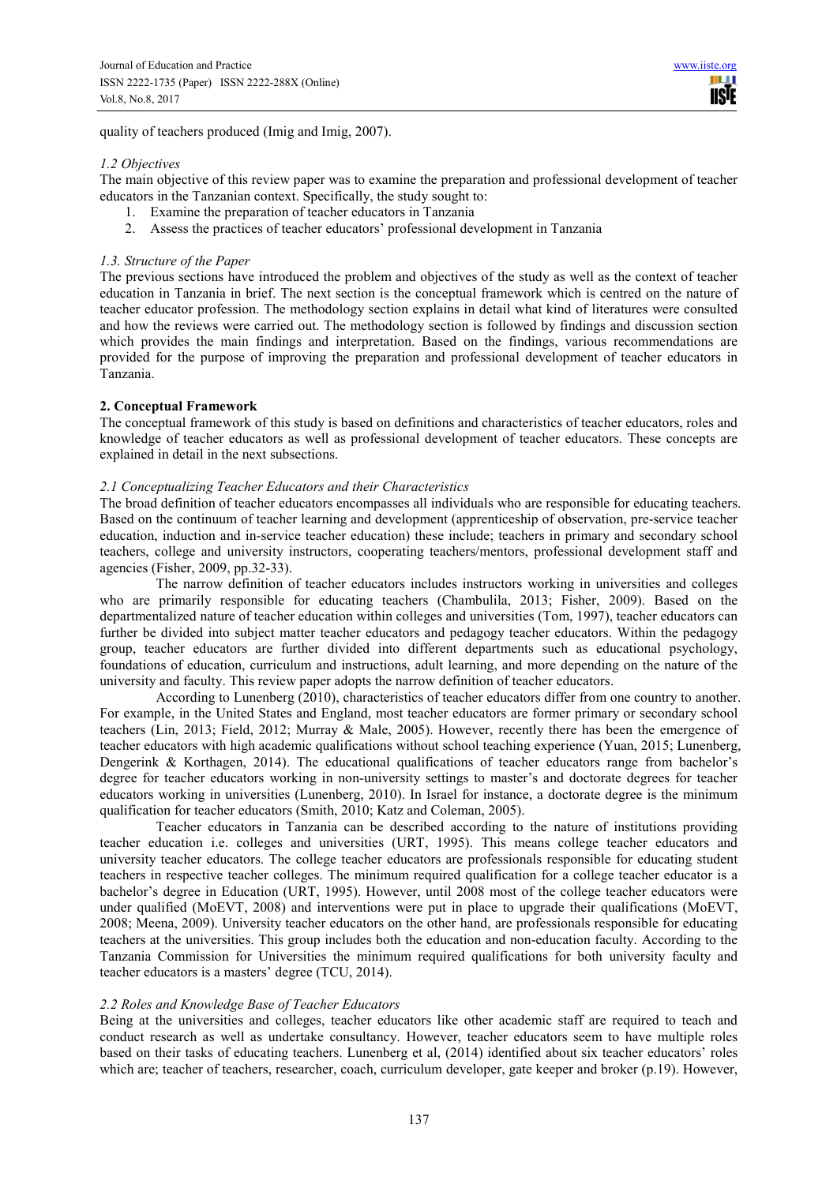quality of teachers produced (Imig and Imig, 2007).

### *1.2 Objectives*

The main objective of this review paper was to examine the preparation and professional development of teacher educators in the Tanzanian context. Specifically, the study sought to:

1. Examine the preparation of teacher educators in Tanzania
2. Assess the practices of teacher educators' professional development in Tanzania

### *1.3. Structure of the Paper*

The previous sections have introduced the problem and objectives of the study as well as the context of teacher education in Tanzania in brief. The next section is the conceptual framework which is centred on the nature of teacher educator profession. The methodology section explains in detail what kind of literatures were consulted and how the reviews were carried out. The methodology section is followed by findings and discussion section which provides the main findings and interpretation. Based on the findings, various recommendations are provided for the purpose of improving the preparation and professional development of teacher educators in Tanzania.

## 2. Conceptual Framework

The conceptual framework of this study is based on definitions and characteristics of teacher educators, roles and knowledge of teacher educators as well as professional development of teacher educators. These concepts are explained in detail in the next subsections.

### *2.1 Conceptualizing Teacher Educators and their Characteristics*

The broad definition of teacher educators encompasses all individuals who are responsible for educating teachers. Based on the continuum of teacher learning and development (apprenticeship of observation, pre-service teacher education, induction and in-service teacher education) these include; teachers in primary and secondary school teachers, college and university instructors, cooperating teachers/mentors, professional development staff and agencies (Fisher, 2009, pp.32-33).

The narrow definition of teacher educators includes instructors working in universities and colleges who are primarily responsible for educating teachers (Chambulila, 2013; Fisher, 2009). Based on the departmentalized nature of teacher education within colleges and universities (Tom, 1997), teacher educators can further be divided into subject matter teacher educators and pedagogy teacher educators. Within the pedagogy group, teacher educators are further divided into different departments such as educational psychology, foundations of education, curriculum and instructions, adult learning, and more depending on the nature of the university and faculty. This review paper adopts the narrow definition of teacher educators.

According to Lunenberg (2010), characteristics of teacher educators differ from one country to another. For example, in the United States and England, most teacher educators are former primary or secondary school teachers (Lin, 2013; Field, 2012; Murray & Male, 2005). However, recently there has been the emergence of teacher educators with high academic qualifications without school teaching experience (Yuan, 2015; Lunenberg, Dengerink & Korthagen, 2014). The educational qualifications of teacher educators range from bachelor's degree for teacher educators working in non-university settings to master's and doctorate degrees for teacher educators working in universities (Lunenberg, 2010). In Israel for instance, a doctorate degree is the minimum qualification for teacher educators (Smith, 2010; Katz and Coleman, 2005).

Teacher educators in Tanzania can be described according to the nature of institutions providing teacher education i.e. colleges and universities (URT, 1995). This means college teacher educators and university teacher educators. The college teacher educators are professionals responsible for educating student teachers in respective teacher colleges. The minimum required qualification for a college teacher educator is a bachelor's degree in Education (URT, 1995). However, until 2008 most of the college teacher educators were under qualified (MoEVT, 2008) and interventions were put in place to upgrade their qualifications (MoEVT, 2008; Meena, 2009). University teacher educators on the other hand, are professionals responsible for educating teachers at the universities. This group includes both the education and non-education faculty. According to the Tanzania Commission for Universities the minimum required qualifications for both university faculty and teacher educators is a masters' degree (TCU, 2014).

### *2.2 Roles and Knowledge Base of Teacher Educators*

Being at the universities and colleges, teacher educators like other academic staff are required to teach and conduct research as well as undertake consultancy. However, teacher educators seem to have multiple roles based on their tasks of educating teachers. Lunenberg et al, (2014) identified about six teacher educators' roles which are; teacher of teachers, researcher, coach, curriculum developer, gate keeper and broker (p.19). However,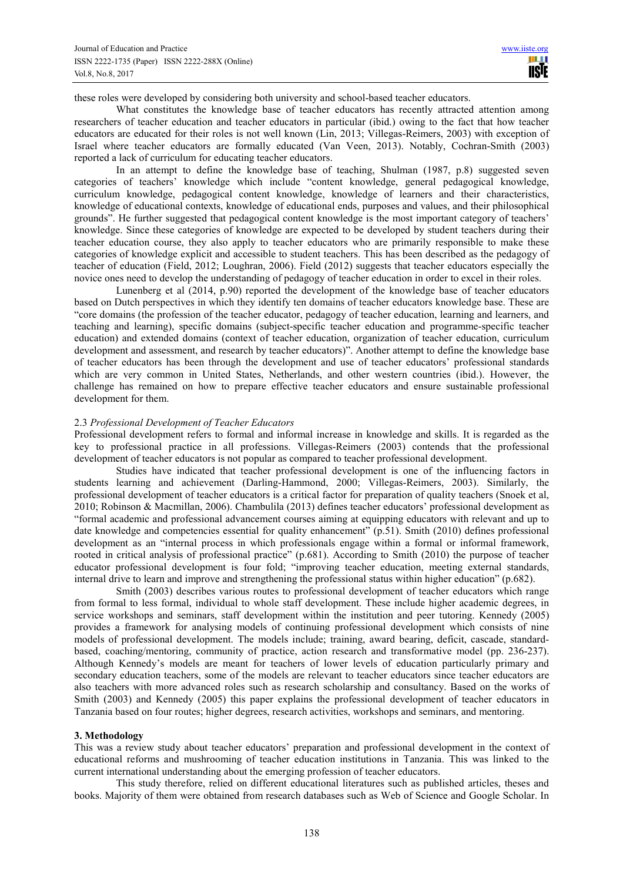these roles were developed by considering both university and school-based teacher educators.

What constitutes the knowledge base of teacher educators has recently attracted attention among researchers of teacher education and teacher educators in particular (ibid.) owing to the fact that how teacher educators are educated for their roles is not well known (Lin, 2013; Villegas-Reimers, 2003) with exception of Israel where teacher educators are formally educated (Van Veen, 2013). Notably, Cochran-Smith (2003) reported a lack of curriculum for educating teacher educators.

In an attempt to define the knowledge base of teaching, Shulman (1987, p.8) suggested seven categories of teachers' knowledge which include "content knowledge, general pedagogical knowledge, curriculum knowledge, pedagogical content knowledge, knowledge of learners and their characteristics, knowledge of educational contexts, knowledge of educational ends, purposes and values, and their philosophical grounds". He further suggested that pedagogical content knowledge is the most important category of teachers' knowledge. Since these categories of knowledge are expected to be developed by student teachers during their teacher education course, they also apply to teacher educators who are primarily responsible to make these categories of knowledge explicit and accessible to student teachers. This has been described as the pedagogy of teacher of education (Field, 2012; Loughran, 2006). Field (2012) suggests that teacher educators especially the novice ones need to develop the understanding of pedagogy of teacher education in order to excel in their roles.

Lunenberg et al (2014, p.90) reported the development of the knowledge base of teacher educators based on Dutch perspectives in which they identify ten domains of teacher educators knowledge base. These are "core domains (the profession of the teacher educator, pedagogy of teacher education, learning and learners, and teaching and learning), specific domains (subject-specific teacher education and programme-specific teacher education) and extended domains (context of teacher education, organization of teacher education, curriculum development and assessment, and research by teacher educators)". Another attempt to define the knowledge base of teacher educators has been through the development and use of teacher educators' professional standards which are very common in United States, Netherlands, and other western countries (ibid.). However, the challenge has remained on how to prepare effective teacher educators and ensure sustainable professional development for them.

### 2.3 *Professional Development of Teacher Educators*

Professional development refers to formal and informal increase in knowledge and skills. It is regarded as the key to professional practice in all professions. Villegas-Reimers (2003) contends that the professional development of teacher educators is not popular as compared to teacher professional development.

Studies have indicated that teacher professional development is one of the influencing factors in students learning and achievement (Darling-Hammond, 2000; Villegas-Reimers, 2003). Similarly, the professional development of teacher educators is a critical factor for preparation of quality teachers (Snoek et al, 2010; Robinson & Macmillan, 2006). Chambulila (2013) defines teacher educators' professional development as "formal academic and professional advancement courses aiming at equipping educators with relevant and up to date knowledge and competencies essential for quality enhancement" (p.51). Smith (2010) defines professional development as an "internal process in which professionals engage within a formal or informal framework, rooted in critical analysis of professional practice" (p.681). According to Smith (2010) the purpose of teacher educator professional development is four fold; "improving teacher education, meeting external standards, internal drive to learn and improve and strengthening the professional status within higher education" (p.682).

Smith (2003) describes various routes to professional development of teacher educators which range from formal to less formal, individual to whole staff development. These include higher academic degrees, in service workshops and seminars, staff development within the institution and peer tutoring. Kennedy (2005) provides a framework for analysing models of continuing professional development which consists of nine models of professional development. The models include; training, award bearing, deficit, cascade, standard-based, coaching/mentoring, community of practice, action research and transformative model (pp. 236-237). Although Kennedy's models are meant for teachers of lower levels of education particularly primary and secondary education teachers, some of the models are relevant to teacher educators since teacher educators are also teachers with more advanced roles such as research scholarship and consultancy. Based on the works of Smith (2003) and Kennedy (2005) this paper explains the professional development of teacher educators in Tanzania based on four routes; higher degrees, research activities, workshops and seminars, and mentoring.

## 3. Methodology

This was a review study about teacher educators' preparation and professional development in the context of educational reforms and mushrooming of teacher education institutions in Tanzania. This was linked to the current international understanding about the emerging profession of teacher educators.

This study therefore, relied on different educational literatures such as published articles, theses and books. Majority of them were obtained from research databases such as Web of Science and Google Scholar. In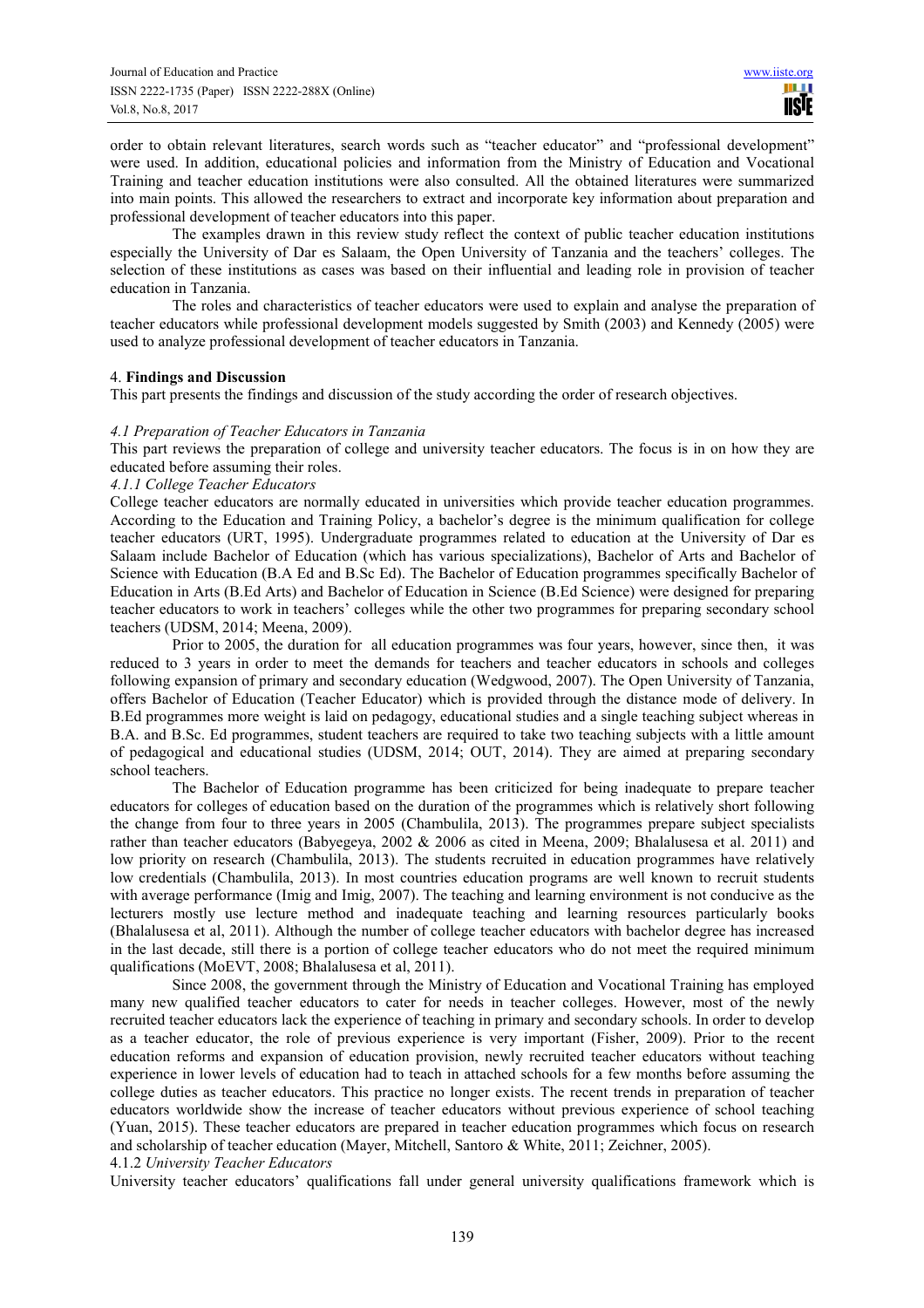order to obtain relevant literatures, search words such as "teacher educator" and "professional development" were used. In addition, educational policies and information from the Ministry of Education and Vocational Training and teacher education institutions were also consulted. All the obtained literatures were summarized into main points. This allowed the researchers to extract and incorporate key information about preparation and professional development of teacher educators into this paper.

The examples drawn in this review study reflect the context of public teacher education institutions especially the University of Dar es Salaam, the Open University of Tanzania and the teachers' colleges. The selection of these institutions as cases was based on their influential and leading role in provision of teacher education in Tanzania.

The roles and characteristics of teacher educators were used to explain and analyse the preparation of teacher educators while professional development models suggested by Smith (2003) and Kennedy (2005) were used to analyze professional development of teacher educators in Tanzania.

## 4. **Findings and Discussion**

This part presents the findings and discussion of the study according the order of research objectives.

### *4.1 Preparation of Teacher Educators in Tanzania*

This part reviews the preparation of college and university teacher educators. The focus is in on how they are educated before assuming their roles.

#### *4.1.1 College Teacher Educators*

College teacher educators are normally educated in universities which provide teacher education programmes. According to the Education and Training Policy, a bachelor's degree is the minimum qualification for college teacher educators (URT, 1995). Undergraduate programmes related to education at the University of Dar es Salaam include Bachelor of Education (which has various specializations), Bachelor of Arts and Bachelor of Science with Education (B.A Ed and B.Sc Ed). The Bachelor of Education programmes specifically Bachelor of Education in Arts (B.Ed Arts) and Bachelor of Education in Science (B.Ed Science) were designed for preparing teacher educators to work in teachers' colleges while the other two programmes for preparing secondary school teachers (UDSM, 2014; Meena, 2009).

Prior to 2005, the duration for all education programmes was four years, however, since then, it was reduced to 3 years in order to meet the demands for teachers and teacher educators in schools and colleges following expansion of primary and secondary education (Wedgwood, 2007). The Open University of Tanzania, offers Bachelor of Education (Teacher Educator) which is provided through the distance mode of delivery. In B.Ed programmes more weight is laid on pedagogy, educational studies and a single teaching subject whereas in B.A. and B.Sc. Ed programmes, student teachers are required to take two teaching subjects with a little amount of pedagogical and educational studies (UDSM, 2014; OUT, 2014). They are aimed at preparing secondary school teachers.

The Bachelor of Education programme has been criticized for being inadequate to prepare teacher educators for colleges of education based on the duration of the programmes which is relatively short following the change from four to three years in 2005 (Chambulila, 2013). The programmes prepare subject specialists rather than teacher educators (Babyegeya, 2002 & 2006 as cited in Meena, 2009; Bhalalusesa et al. 2011) and low priority on research (Chambulila, 2013). The students recruited in education programmes have relatively low credentials (Chambulila, 2013). In most countries education programs are well known to recruit students with average performance (Imig and Imig, 2007). The teaching and learning environment is not conducive as the lecturers mostly use lecture method and inadequate teaching and learning resources particularly books (Bhalalusesa et al, 2011). Although the number of college teacher educators with bachelor degree has increased in the last decade, still there is a portion of college teacher educators who do not meet the required minimum qualifications (MoEVT, 2008; Bhalalusesa et al, 2011).

Since 2008, the government through the Ministry of Education and Vocational Training has employed many new qualified teacher educators to cater for needs in teacher colleges. However, most of the newly recruited teacher educators lack the experience of teaching in primary and secondary schools. In order to develop as a teacher educator, the role of previous experience is very important (Fisher, 2009). Prior to the recent education reforms and expansion of education provision, newly recruited teacher educators without teaching experience in lower levels of education had to teach in attached schools for a few months before assuming the college duties as teacher educators. This practice no longer exists. The recent trends in preparation of teacher educators worldwide show the increase of teacher educators without previous experience of school teaching (Yuan, 2015). These teacher educators are prepared in teacher education programmes which focus on research and scholarship of teacher education (Mayer, Mitchell, Santoro & White, 2011; Zeichner, 2005).

#### 4.1.2 *University Teacher Educators*

University teacher educators' qualifications fall under general university qualifications framework which is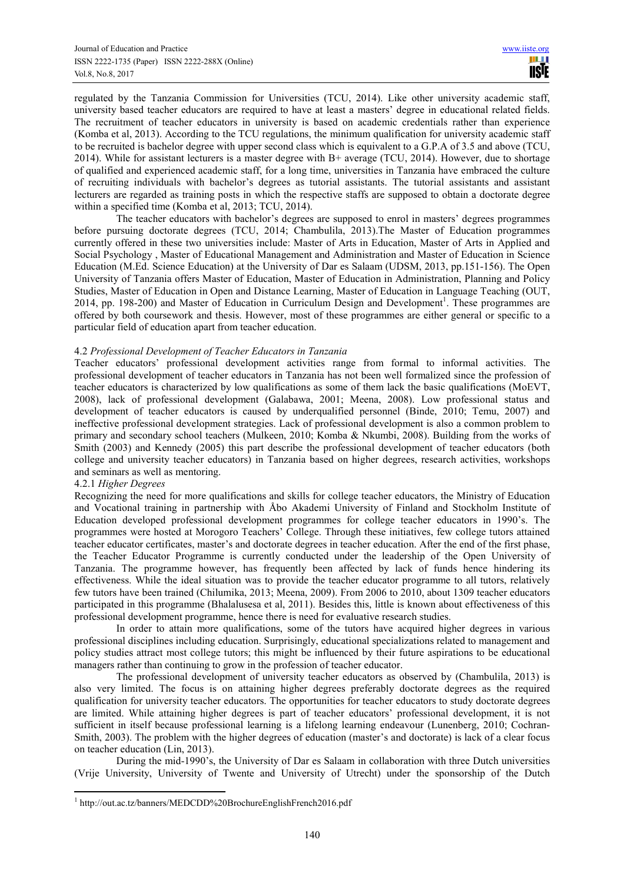regulated by the Tanzania Commission for Universities (TCU, 2014). Like other university academic staff, university based teacher educators are required to have at least a masters' degree in educational related fields. The recruitment of teacher educators in university is based on academic credentials rather than experience (Komba et al, 2013). According to the TCU regulations, the minimum qualification for university academic staff to be recruited is bachelor degree with upper second class which is equivalent to a G.P.A of 3.5 and above (TCU, 2014). While for assistant lecturers is a master degree with B+ average (TCU, 2014). However, due to shortage of qualified and experienced academic staff, for a long time, universities in Tanzania have embraced the culture of recruiting individuals with bachelor's degrees as tutorial assistants. The tutorial assistants and assistant lecturers are regarded as training posts in which the respective staffs are supposed to obtain a doctorate degree within a specified time (Komba et al, 2013; TCU, 2014).

The teacher educators with bachelor's degrees are supposed to enrol in masters' degrees programmes before pursuing doctorate degrees (TCU, 2014; Chambulila, 2013).The Master of Education programmes currently offered in these two universities include: Master of Arts in Education, Master of Arts in Applied and Social Psychology , Master of Educational Management and Administration and Master of Education in Science Education (M.Ed. Science Education) at the University of Dar es Salaam (UDSM, 2013, pp.151-156). The Open University of Tanzania offers Master of Education, Master of Education in Administration, Planning and Policy Studies, Master of Education in Open and Distance Learning, Master of Education in Language Teaching (OUT, 2014, pp. 198-200) and Master of Education in Curriculum Design and Development[1]. These programmes are offered by both coursework and thesis. However, most of these programmes are either general or specific to a particular field of education apart from teacher education.

### 4.2 *Professional Development of Teacher Educators in Tanzania*

Teacher educators' professional development activities range from formal to informal activities. The professional development of teacher educators in Tanzania has not been well formalized since the profession of teacher educators is characterized by low qualifications as some of them lack the basic qualifications (MoEVT, 2008), lack of professional development (Galabawa, 2001; Meena, 2008). Low professional status and development of teacher educators is caused by underqualified personnel (Binde, 2010; Temu, 2007) and ineffective professional development strategies. Lack of professional development is also a common problem to primary and secondary school teachers (Mulkeen, 2010; Komba & Nkumbi, 2008). Building from the works of Smith (2003) and Kennedy (2005) this part describe the professional development of teacher educators (both college and university teacher educators) in Tanzania based on higher degrees, research activities, workshops and seminars as well as mentoring.

#### 4.2.1 *Higher Degrees*

Recognizing the need for more qualifications and skills for college teacher educators, the Ministry of Education and Vocational training in partnership with Åbo Akademi University of Finland and Stockholm Institute of Education developed professional development programmes for college teacher educators in 1990's. The programmes were hosted at Morogoro Teachers' College. Through these initiatives, few college tutors attained teacher educator certificates, master's and doctorate degrees in teacher education. After the end of the first phase, the Teacher Educator Programme is currently conducted under the leadership of the Open University of Tanzania. The programme however, has frequently been affected by lack of funds hence hindering its effectiveness. While the ideal situation was to provide the teacher educator programme to all tutors, relatively few tutors have been trained (Chilumika, 2013; Meena, 2009). From 2006 to 2010, about 1309 teacher educators participated in this programme (Bhalalusesa et al, 2011). Besides this, little is known about effectiveness of this professional development programme, hence there is need for evaluative research studies.

In order to attain more qualifications, some of the tutors have acquired higher degrees in various professional disciplines including education. Surprisingly, educational specializations related to management and policy studies attract most college tutors; this might be influenced by their future aspirations to be educational managers rather than continuing to grow in the profession of teacher educator.

The professional development of university teacher educators as observed by (Chambulila, 2013) is also very limited. The focus is on attaining higher degrees preferably doctorate degrees as the required qualification for university teacher educators. The opportunities for teacher educators to study doctorate degrees are limited. While attaining higher degrees is part of teacher educators' professional development, it is not sufficient in itself because professional learning is a lifelong learning endeavour (Lunenberg, 2010; Cochran-Smith, 2003). The problem with the higher degrees of education (master's and doctorate) is lack of a clear focus on teacher education (Lin, 2013).

During the mid-1990's, the University of Dar es Salaam in collaboration with three Dutch universities (Vrije University, University of Twente and University of Utrecht) under the sponsorship of the Dutch

---

[1] http://out.ac.tz/banners/MEDCDD%20BrochureEnglishFrench2016.pdf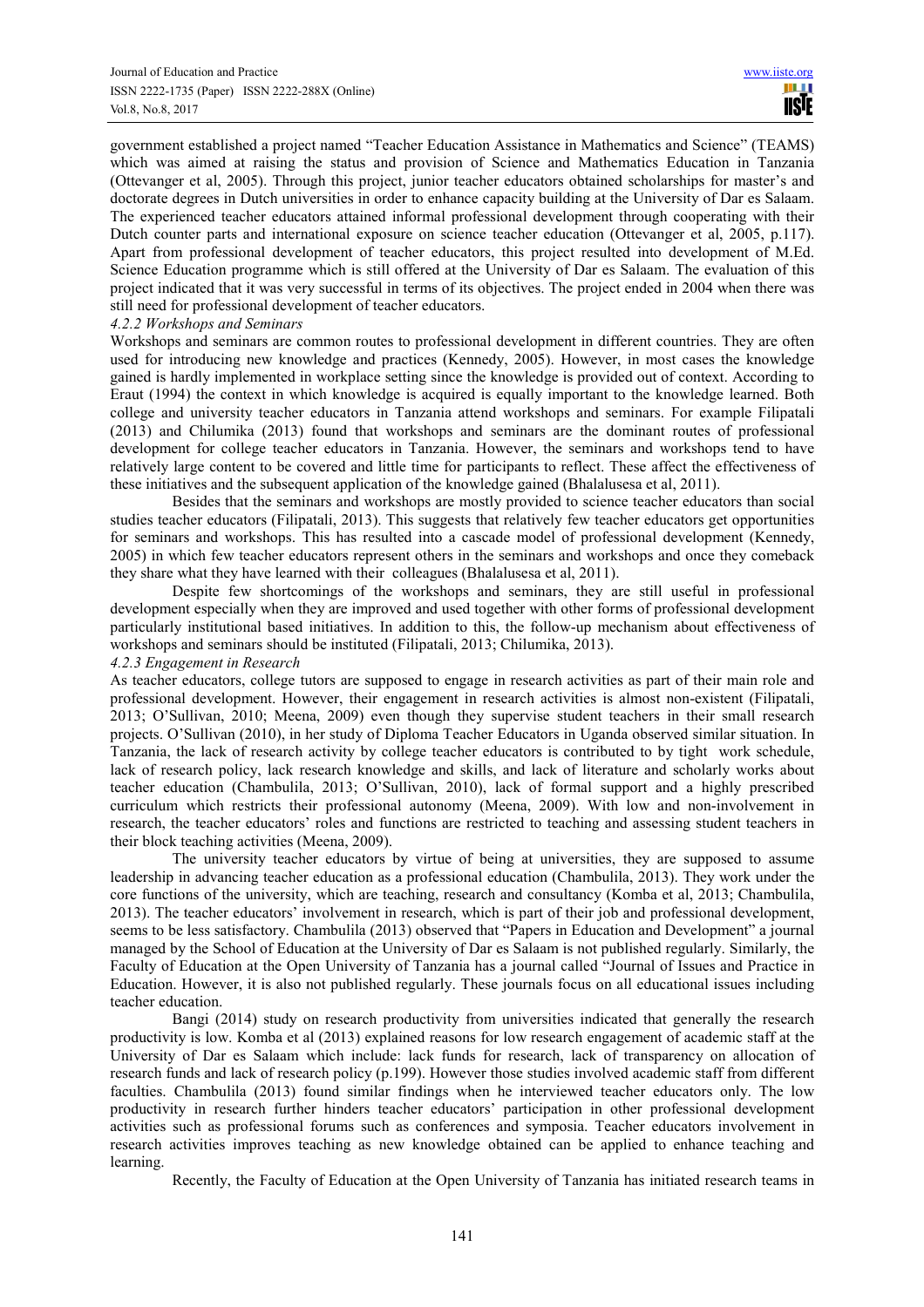government established a project named "Teacher Education Assistance in Mathematics and Science" (TEAMS) which was aimed at raising the status and provision of Science and Mathematics Education in Tanzania (Ottevanger et al, 2005). Through this project, junior teacher educators obtained scholarships for master's and doctorate degrees in Dutch universities in order to enhance capacity building at the University of Dar es Salaam. The experienced teacher educators attained informal professional development through cooperating with their Dutch counter parts and international exposure on science teacher education (Ottevanger et al, 2005, p.117). Apart from professional development of teacher educators, this project resulted into development of M.Ed. Science Education programme which is still offered at the University of Dar es Salaam. The evaluation of this project indicated that it was very successful in terms of its objectives. The project ended in 2004 when there was still need for professional development of teacher educators.

#### *4.2.2 Workshops and Seminars*

Workshops and seminars are common routes to professional development in different countries. They are often used for introducing new knowledge and practices (Kennedy, 2005). However, in most cases the knowledge gained is hardly implemented in workplace setting since the knowledge is provided out of context. According to Eraut (1994) the context in which knowledge is acquired is equally important to the knowledge learned. Both college and university teacher educators in Tanzania attend workshops and seminars. For example Filipatali (2013) and Chilumika (2013) found that workshops and seminars are the dominant routes of professional development for college teacher educators in Tanzania. However, the seminars and workshops tend to have relatively large content to be covered and little time for participants to reflect. These affect the effectiveness of these initiatives and the subsequent application of the knowledge gained (Bhalalusesa et al, 2011).

Besides that the seminars and workshops are mostly provided to science teacher educators than social studies teacher educators (Filipatali, 2013). This suggests that relatively few teacher educators get opportunities for seminars and workshops. This has resulted into a cascade model of professional development (Kennedy, 2005) in which few teacher educators represent others in the seminars and workshops and once they comeback they share what they have learned with their colleagues (Bhalalusesa et al, 2011).

Despite few shortcomings of the workshops and seminars, they are still useful in professional development especially when they are improved and used together with other forms of professional development particularly institutional based initiatives. In addition to this, the follow-up mechanism about effectiveness of workshops and seminars should be instituted (Filipatali, 2013; Chilumika, 2013).

#### *4.2.3 Engagement in Research*

As teacher educators, college tutors are supposed to engage in research activities as part of their main role and professional development. However, their engagement in research activities is almost non-existent (Filipatali, 2013; O'Sullivan, 2010; Meena, 2009) even though they supervise student teachers in their small research projects. O'Sullivan (2010), in her study of Diploma Teacher Educators in Uganda observed similar situation. In Tanzania, the lack of research activity by college teacher educators is contributed to by tight work schedule, lack of research policy, lack research knowledge and skills, and lack of literature and scholarly works about teacher education (Chambulila, 2013; O'Sullivan, 2010), lack of formal support and a highly prescribed curriculum which restricts their professional autonomy (Meena, 2009). With low and non-involvement in research, the teacher educators' roles and functions are restricted to teaching and assessing student teachers in their block teaching activities (Meena, 2009).

The university teacher educators by virtue of being at universities, they are supposed to assume leadership in advancing teacher education as a professional education (Chambulila, 2013). They work under the core functions of the university, which are teaching, research and consultancy (Komba et al, 2013; Chambulila, 2013). The teacher educators' involvement in research, which is part of their job and professional development, seems to be less satisfactory. Chambulila (2013) observed that "Papers in Education and Development" a journal managed by the School of Education at the University of Dar es Salaam is not published regularly. Similarly, the Faculty of Education at the Open University of Tanzania has a journal called "Journal of Issues and Practice in Education. However, it is also not published regularly. These journals focus on all educational issues including teacher education.

Bangi (2014) study on research productivity from universities indicated that generally the research productivity is low. Komba et al (2013) explained reasons for low research engagement of academic staff at the University of Dar es Salaam which include: lack funds for research, lack of transparency on allocation of research funds and lack of research policy (p.199). However those studies involved academic staff from different faculties. Chambulila (2013) found similar findings when he interviewed teacher educators only. The low productivity in research further hinders teacher educators' participation in other professional development activities such as professional forums such as conferences and symposia. Teacher educators involvement in research activities improves teaching as new knowledge obtained can be applied to enhance teaching and learning.

Recently, the Faculty of Education at the Open University of Tanzania has initiated research teams in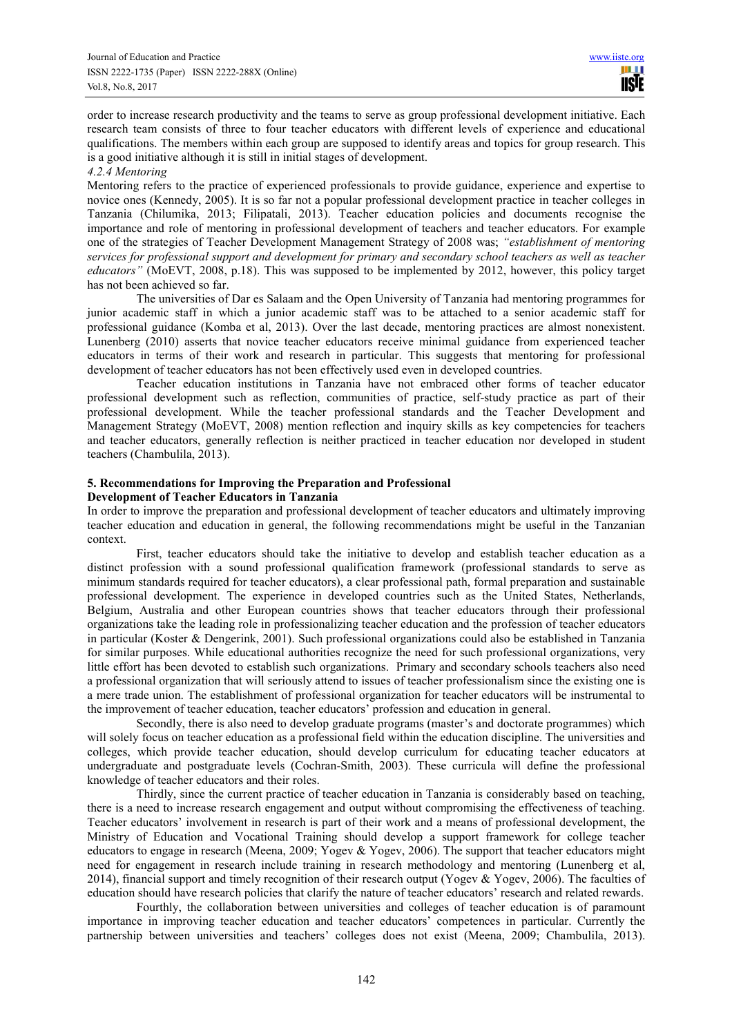order to increase research productivity and the teams to serve as group professional development initiative. Each research team consists of three to four teacher educators with different levels of experience and educational qualifications. The members within each group are supposed to identify areas and topics for group research. This is a good initiative although it is still in initial stages of development.

#### *4.2.4 Mentoring*

Mentoring refers to the practice of experienced professionals to provide guidance, experience and expertise to novice ones (Kennedy, 2005). It is so far not a popular professional development practice in teacher colleges in Tanzania (Chilumika, 2013; Filipatali, 2013). Teacher education policies and documents recognise the importance and role of mentoring in professional development of teachers and teacher educators. For example one of the strategies of Teacher Development Management Strategy of 2008 was; *"establishment of mentoring services for professional support and development for primary and secondary school teachers as well as teacher educators"* (MoEVT, 2008, p.18). This was supposed to be implemented by 2012, however, this policy target has not been achieved so far.

The universities of Dar es Salaam and the Open University of Tanzania had mentoring programmes for junior academic staff in which a junior academic staff was to be attached to a senior academic staff for professional guidance (Komba et al, 2013). Over the last decade, mentoring practices are almost nonexistent. Lunenberg (2010) asserts that novice teacher educators receive minimal guidance from experienced teacher educators in terms of their work and research in particular. This suggests that mentoring for professional development of teacher educators has not been effectively used even in developed countries.

Teacher education institutions in Tanzania have not embraced other forms of teacher educator professional development such as reflection, communities of practice, self-study practice as part of their professional development. While the teacher professional standards and the Teacher Development and Management Strategy (MoEVT, 2008) mention reflection and inquiry skills as key competencies for teachers and teacher educators, generally reflection is neither practiced in teacher education nor developed in student teachers (Chambulila, 2013).

## 5. Recommendations for Improving the Preparation and Professional Development of Teacher Educators in Tanzania

In order to improve the preparation and professional development of teacher educators and ultimately improving teacher education and education in general, the following recommendations might be useful in the Tanzanian context.

First, teacher educators should take the initiative to develop and establish teacher education as a distinct profession with a sound professional qualification framework (professional standards to serve as minimum standards required for teacher educators), a clear professional path, formal preparation and sustainable professional development. The experience in developed countries such as the United States, Netherlands, Belgium, Australia and other European countries shows that teacher educators through their professional organizations take the leading role in professionalizing teacher education and the profession of teacher educators in particular (Koster & Dengerink, 2001). Such professional organizations could also be established in Tanzania for similar purposes. While educational authorities recognize the need for such professional organizations, very little effort has been devoted to establish such organizations. Primary and secondary schools teachers also need a professional organization that will seriously attend to issues of teacher professionalism since the existing one is a mere trade union. The establishment of professional organization for teacher educators will be instrumental to the improvement of teacher education, teacher educators' profession and education in general.

Secondly, there is also need to develop graduate programs (master's and doctorate programmes) which will solely focus on teacher education as a professional field within the education discipline. The universities and colleges, which provide teacher education, should develop curriculum for educating teacher educators at undergraduate and postgraduate levels (Cochran-Smith, 2003). These curricula will define the professional knowledge of teacher educators and their roles.

Thirdly, since the current practice of teacher education in Tanzania is considerably based on teaching, there is a need to increase research engagement and output without compromising the effectiveness of teaching. Teacher educators' involvement in research is part of their work and a means of professional development, the Ministry of Education and Vocational Training should develop a support framework for college teacher educators to engage in research (Meena, 2009; Yogev & Yogev, 2006). The support that teacher educators might need for engagement in research include training in research methodology and mentoring (Lunenberg et al, 2014), financial support and timely recognition of their research output (Yogev & Yogev, 2006). The faculties of education should have research policies that clarify the nature of teacher educators' research and related rewards.

Fourthly, the collaboration between universities and colleges of teacher education is of paramount importance in improving teacher education and teacher educators' competences in particular. Currently the partnership between universities and teachers' colleges does not exist (Meena, 2009; Chambulila, 2013).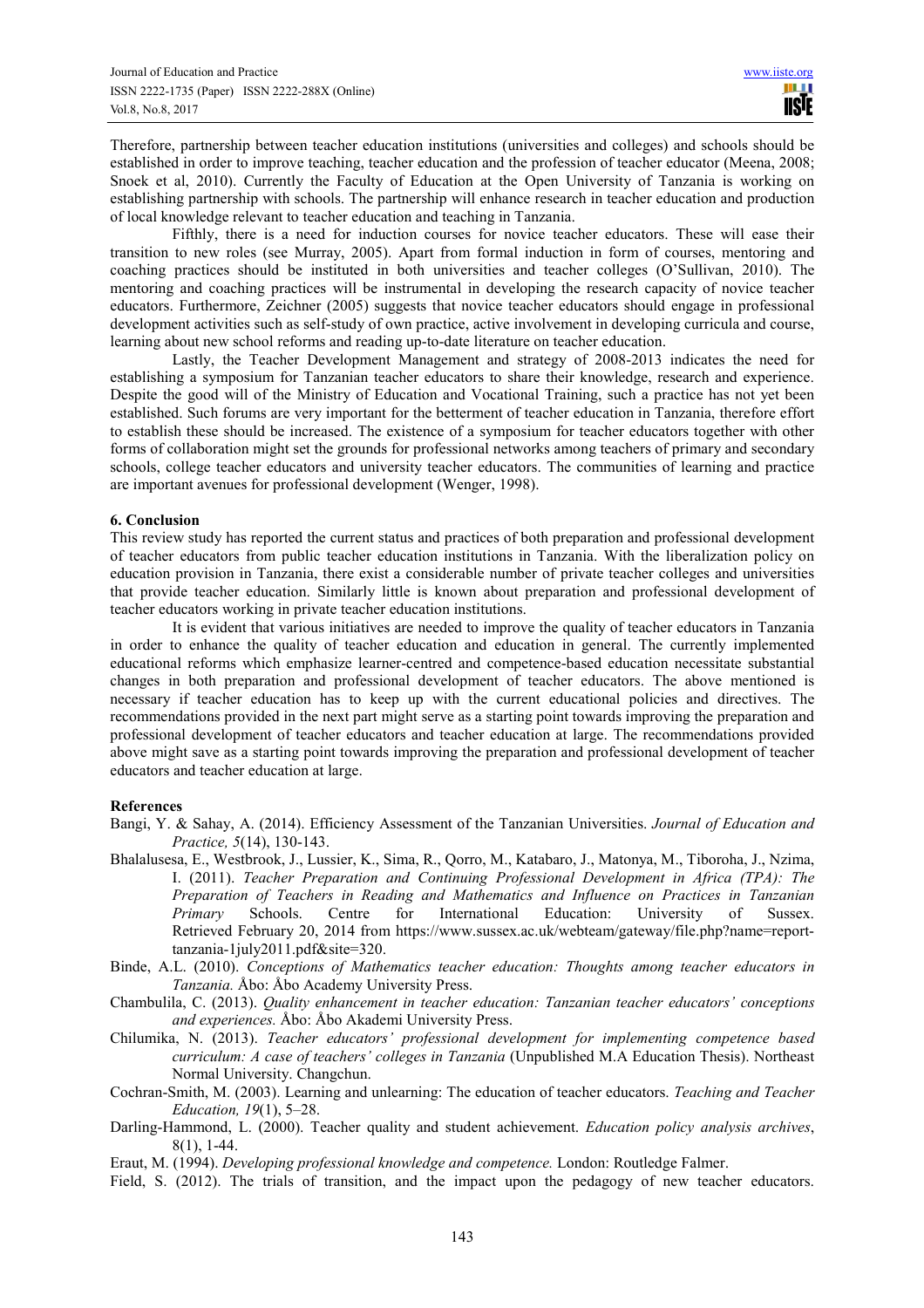Therefore, partnership between teacher education institutions (universities and colleges) and schools should be established in order to improve teaching, teacher education and the profession of teacher educator (Meena, 2008; Snoek et al, 2010). Currently the Faculty of Education at the Open University of Tanzania is working on establishing partnership with schools. The partnership will enhance research in teacher education and production of local knowledge relevant to teacher education and teaching in Tanzania.

Fifthly, there is a need for induction courses for novice teacher educators. These will ease their transition to new roles (see Murray, 2005). Apart from formal induction in form of courses, mentoring and coaching practices should be instituted in both universities and teacher colleges (O'Sullivan, 2010). The mentoring and coaching practices will be instrumental in developing the research capacity of novice teacher educators. Furthermore, Zeichner (2005) suggests that novice teacher educators should engage in professional development activities such as self-study of own practice, active involvement in developing curricula and course, learning about new school reforms and reading up-to-date literature on teacher education.

Lastly, the Teacher Development Management and strategy of 2008-2013 indicates the need for establishing a symposium for Tanzanian teacher educators to share their knowledge, research and experience. Despite the good will of the Ministry of Education and Vocational Training, such a practice has not yet been established. Such forums are very important for the betterment of teacher education in Tanzania, therefore effort to establish these should be increased. The existence of a symposium for teacher educators together with other forms of collaboration might set the grounds for professional networks among teachers of primary and secondary schools, college teacher educators and university teacher educators. The communities of learning and practice are important avenues for professional development (Wenger, 1998).

## 6. Conclusion

This review study has reported the current status and practices of both preparation and professional development of teacher educators from public teacher education institutions in Tanzania. With the liberalization policy on education provision in Tanzania, there exist a considerable number of private teacher colleges and universities that provide teacher education. Similarly little is known about preparation and professional development of teacher educators working in private teacher education institutions.

It is evident that various initiatives are needed to improve the quality of teacher educators in Tanzania in order to enhance the quality of teacher education and education in general. The currently implemented educational reforms which emphasize learner-centred and competence-based education necessitate substantial changes in both preparation and professional development of teacher educators. The above mentioned is necessary if teacher education has to keep up with the current educational policies and directives. The recommendations provided in the next part might serve as a starting point towards improving the preparation and professional development of teacher educators and teacher education at large. The recommendations provided above might save as a starting point towards improving the preparation and professional development of teacher educators and teacher education at large.

## References

Bangi, Y. & Sahay, A. (2014). Efficiency Assessment of the Tanzanian Universities. *Journal of Education and Practice, 5*(14), 130-143.

Bhalalusesa, E., Westbrook, J., Lussier, K., Sima, R., Qorro, M., Katabaro, J., Matonya, M., Tiboroha, J., Nzima, I. (2011). *Teacher Preparation and Continuing Professional Development in Africa (TPA): The Preparation of Teachers in Reading and Mathematics and Influence on Practices in Tanzanian Primary* Schools. Centre for International Education: University of Sussex. Retrieved February 20, 2014 from https://www.sussex.ac.uk/webteam/gateway/file.php?name=report-tanzania-1july2011.pdf&site=320.

Binde, A.L. (2010). *Conceptions of Mathematics teacher education: Thoughts among teacher educators in Tanzania.* Åbo: Åbo Academy University Press.

Chambulila, C. (2013). *Quality enhancement in teacher education: Tanzanian teacher educators' conceptions and experiences.* Åbo: Åbo Akademi University Press.

Chilumika, N. (2013). *Teacher educators' professional development for implementing competence based curriculum: A case of teachers' colleges in Tanzania* (Unpublished M.A Education Thesis). Northeast Normal University. Changchun.

Cochran-Smith, M. (2003). Learning and unlearning: The education of teacher educators. *Teaching and Teacher Education, 19*(1), 5–28.

Darling-Hammond, L. (2000). Teacher quality and student achievement. *Education policy analysis archives*, 8(1), 1-44.

Eraut, M. (1994). *Developing professional knowledge and competence.* London: Routledge Falmer.

Field, S. (2012). The trials of transition, and the impact upon the pedagogy of new teacher educators.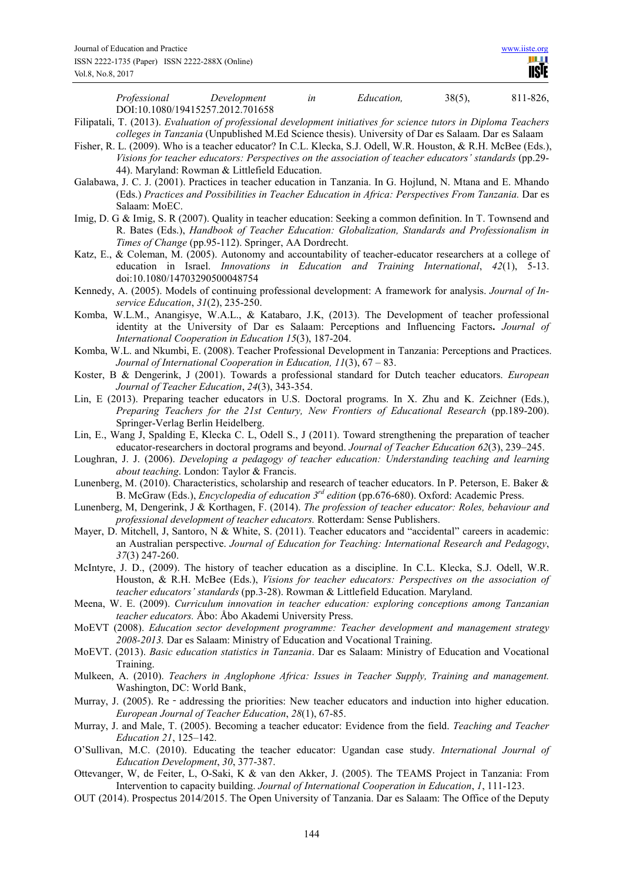*Professional Development in Education,* 38(5), 811-826, DOI:10.1080/19415257.2012.701658

Filipatali, T. (2013). *Evaluation of professional development initiatives for science tutors in Diploma Teachers colleges in Tanzania* (Unpublished M.Ed Science thesis). University of Dar es Salaam. Dar es Salaam

Fisher, R. L. (2009). Who is a teacher educator? In C.L. Klecka, S.J. Odell, W.R. Houston, & R.H. McBee (Eds.), *Visions for teacher educators: Perspectives on the association of teacher educators' standards* (pp.29-44). Maryland: Rowman & Littlefield Education.

Galabawa, J. C. J. (2001). Practices in teacher education in Tanzania. In G. Hojlund, N. Mtana and E. Mhando (Eds.) *Practices and Possibilities in Teacher Education in Africa: Perspectives From Tanzania.* Dar es Salaam: MoEC.

Imig, D. G & Imig, S. R (2007). Quality in teacher education: Seeking a common definition. In T. Townsend and R. Bates (Eds.), *Handbook of Teacher Education: Globalization, Standards and Professionalism in Times of Change* (pp.95-112). Springer, AA Dordrecht.

Katz, E., & Coleman, M. (2005). Autonomy and accountability of teacher-educator researchers at a college of education in Israel. *Innovations in Education and Training International*, *42*(1), 5-13. doi:10.1080/14703290500048754

Kennedy, A. (2005). Models of continuing professional development: A framework for analysis. *Journal of In-service Education*, *31*(2), 235-250.

Komba, W.L.M., Anangisye, W.A.L., & Katabaro, J.K, (2013). The Development of teacher professional identity at the University of Dar es Salaam: Perceptions and Influencing Factors**.** *Journal of International Cooperation in Education 15*(3), 187-204.

Komba, W.L. and Nkumbi, E. (2008). Teacher Professional Development in Tanzania: Perceptions and Practices. *Journal of International Cooperation in Education, 11*(3), 67 – 83.

Koster, B & Dengerink, J (2001). Towards a professional standard for Dutch teacher educators. *European Journal of Teacher Education*, *24*(3), 343-354.

Lin, E (2013). Preparing teacher educators in U.S. Doctoral programs. In X. Zhu and K. Zeichner (Eds.), *Preparing Teachers for the 21st Century, New Frontiers of Educational Research* (pp.189-200). Springer-Verlag Berlin Heidelberg.

Lin, E., Wang J, Spalding E, Klecka C. L, Odell S., J (2011). Toward strengthening the preparation of teacher educator-researchers in doctoral programs and beyond. *Journal of Teacher Education 62*(3), 239–245.

Loughran, J. J. (2006). *Developing a pedagogy of teacher education: Understanding teaching and learning about teaching*. London: Taylor & Francis.

Lunenberg, M. (2010). Characteristics, scholarship and research of teacher educators. In P. Peterson, E. Baker & B. McGraw (Eds.), *Encyclopedia of education 3rd edition* (pp.676-680). Oxford: Academic Press.

Lunenberg, M, Dengerink, J & Korthagen, F. (2014). *The profession of teacher educator: Roles, behaviour and professional development of teacher educators.* Rotterdam: Sense Publishers.

Mayer, D. Mitchell, J, Santoro, N & White, S. (2011). Teacher educators and "accidental" careers in academic: an Australian perspective. *Journal of Education for Teaching: International Research and Pedagogy*, *37*(3) 247-260.

McIntyre, J. D., (2009). The history of teacher education as a discipline. In C.L. Klecka, S.J. Odell, W.R. Houston, & R.H. McBee (Eds.), *Visions for teacher educators: Perspectives on the association of teacher educators' standards* (pp.3-28). Rowman & Littlefield Education. Maryland.

Meena, W. E. (2009). *Curriculum innovation in teacher education: exploring conceptions among Tanzanian teacher educators.* Åbo: Åbo Akademi University Press.

MoEVT (2008). *Education sector development programme: Teacher development and management strategy 2008-2013.* Dar es Salaam: Ministry of Education and Vocational Training.

MoEVT. (2013). *Basic education statistics in Tanzania*. Dar es Salaam: Ministry of Education and Vocational Training.

Mulkeen, A. (2010). *Teachers in Anglophone Africa: Issues in Teacher Supply, Training and management.* Washington, DC: World Bank,

Murray, J. (2005). Re - addressing the priorities: New teacher educators and induction into higher education. *European Journal of Teacher Education*, *28*(1), 67-85.

Murray, J. and Male, T. (2005). Becoming a teacher educator: Evidence from the field. *Teaching and Teacher Education 21*, 125–142.

O'Sullivan, M.C. (2010). Educating the teacher educator: Ugandan case study. *International Journal of Education Development*, *30*, 377-387.

Ottevanger, W, de Feiter, L, O-Saki, K & van den Akker, J. (2005). The TEAMS Project in Tanzania: From Intervention to capacity building. *Journal of International Cooperation in Education*, *1*, 111-123.

OUT (2014). Prospectus 2014/2015. The Open University of Tanzania. Dar es Salaam: The Office of the Deputy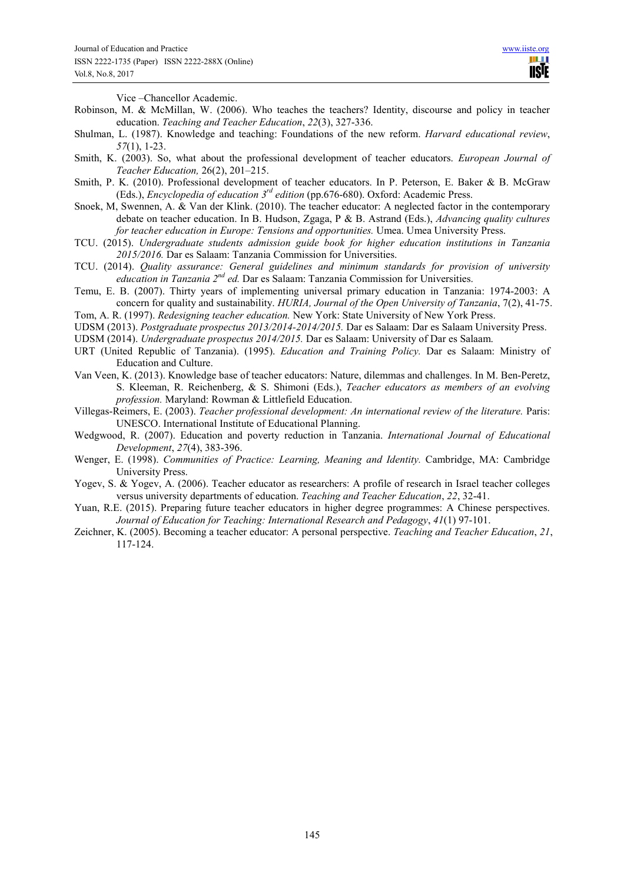Vice –Chancellor Academic.

Robinson, M. & McMillan, W. (2006). Who teaches the teachers? Identity, discourse and policy in teacher education. *Teaching and Teacher Education*, *22*(3), 327-336.

Shulman, L. (1987). Knowledge and teaching: Foundations of the new reform. *Harvard educational review*, *57*(1), 1-23.

Smith, K. (2003). So, what about the professional development of teacher educators. *European Journal of Teacher Education,* 26(2), 201–215.

Smith, P. K. (2010). Professional development of teacher educators. In P. Peterson, E. Baker & B. McGraw (Eds.), *Encyclopedia of education 3rd edition* (pp.676-680). Oxford: Academic Press.

Snoek, M, Swennen, A. & Van der Klink. (2010). The teacher educator: A neglected factor in the contemporary debate on teacher education. In B. Hudson, Zgaga, P & B. Astrand (Eds.), *Advancing quality cultures for teacher education in Europe: Tensions and opportunities.* Umea. Umea University Press.

TCU. (2015). *Undergraduate students admission guide book for higher education institutions in Tanzania 2015/2016.* Dar es Salaam: Tanzania Commission for Universities.

TCU. (2014). *Quality assurance: General guidelines and minimum standards for provision of university education in Tanzania 2nd ed.* Dar es Salaam: Tanzania Commission for Universities.

Temu, E. B. (2007). Thirty years of implementing universal primary education in Tanzania: 1974-2003: A concern for quality and sustainability. *HURIA, Journal of the Open University of Tanzania*, 7(2), 41-75.

Tom, A. R. (1997). *Redesigning teacher education.* New York: State University of New York Press.

UDSM (2013). *Postgraduate prospectus 2013/2014-2014/2015.* Dar es Salaam: Dar es Salaam University Press.

UDSM (2014). *Undergraduate prospectus 2014/2015.* Dar es Salaam: University of Dar es Salaam.

URT (United Republic of Tanzania). (1995). *Education and Training Policy.* Dar es Salaam: Ministry of Education and Culture.

Van Veen, K. (2013). Knowledge base of teacher educators: Nature, dilemmas and challenges. In M. Ben-Peretz, S. Kleeman, R. Reichenberg, & S. Shimoni (Eds.), *Teacher educators as members of an evolving profession.* Maryland: Rowman & Littlefield Education.

Villegas-Reimers, E. (2003). *Teacher professional development: An international review of the literature.* Paris: UNESCO. International Institute of Educational Planning.

Wedgwood, R. (2007). Education and poverty reduction in Tanzania. *International Journal of Educational Development*, *27*(4), 383-396.

Wenger, E. (1998). *Communities of Practice: Learning, Meaning and Identity.* Cambridge, MA: Cambridge University Press.

Yogev, S. & Yogev, A. (2006). Teacher educator as researchers: A profile of research in Israel teacher colleges versus university departments of education. *Teaching and Teacher Education*, *22*, 32-41.

Yuan, R.E. (2015). Preparing future teacher educators in higher degree programmes: A Chinese perspectives. *Journal of Education for Teaching: International Research and Pedagogy*, *41*(1) 97-101.

Zeichner, K. (2005). Becoming a teacher educator: A personal perspective. *Teaching and Teacher Education*, *21*, 117-124.